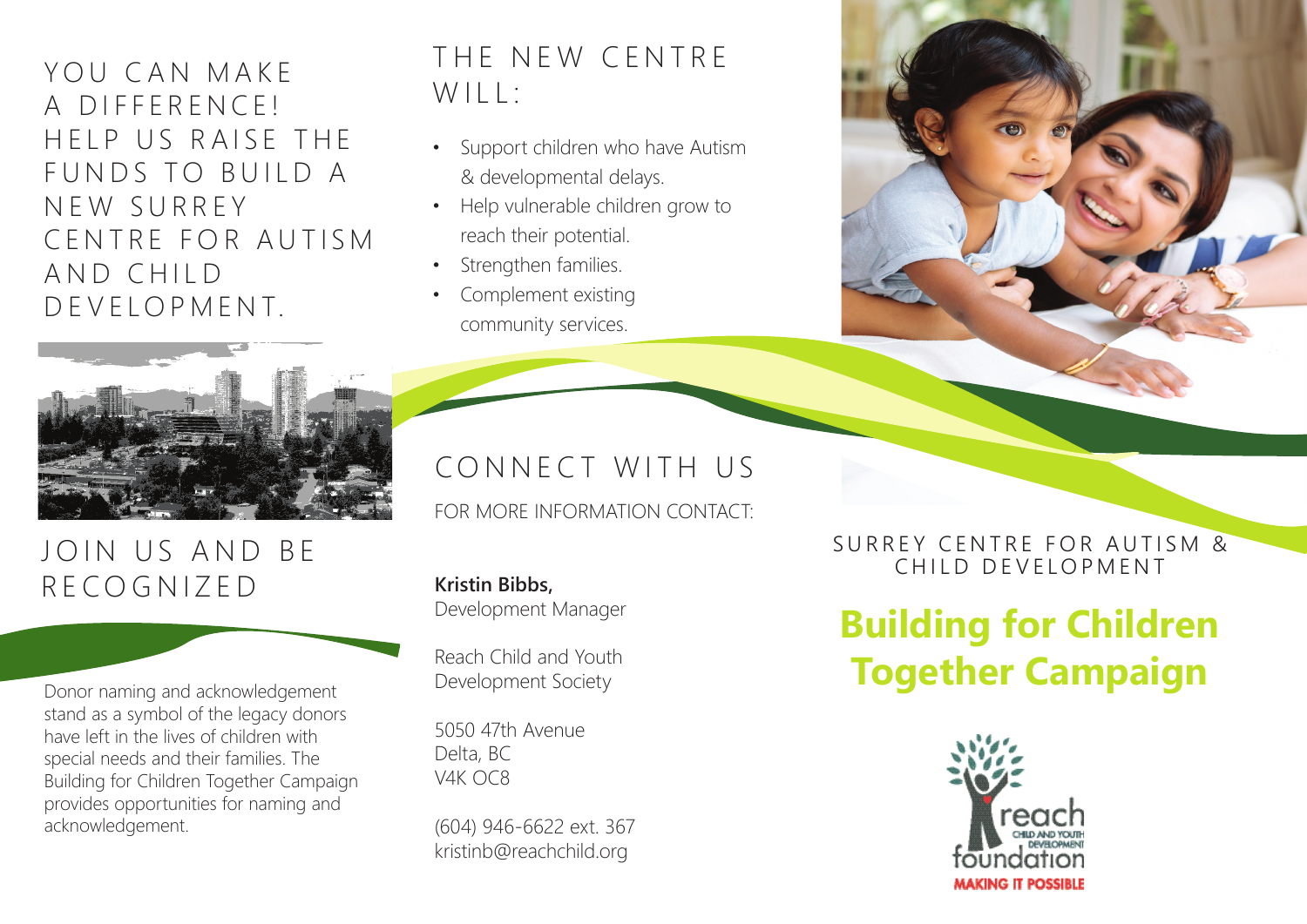# YOU CAN MAKE A DIFFERENCE! HELP US RAISE THE FUNDS TO BUILD A NEW SURREY CENTRE FOR AUTISM AND CHILD DEVELOPMENT.

## JOIN US AND BE RECOGNIZED

Donor naming and acknowledgement stand as a symbol of the legacy donors have left in the lives of children with special needs and their families. The Building for Children Together Campaign provides opportunities for naming and acknowledgement.

## THE NEW CENTRE WILL:

- Support children who have Autism & developmental delays.
- Help vulnerable children grow to reach their potential.
- Strengthen families.
- Complement existing community services.

## CONNECT WITH US

FOR MORE INFORMATION CONTACT:

**Kristin Bibbs,**
Development Manager

Reach Child and Youth Development Society

5050 47th Avenue
Delta, BC
V4K OC8

(604) 946-6622 ext. 367
kristinb@reachchild.org

SURREY CENTRE FOR AUTISM & CHILD DEVELOPMENT

# Building for Children Together Campaign

reach CHILD AND YOUTH DEVELOPMENT foundation

MAKING IT POSSIBLE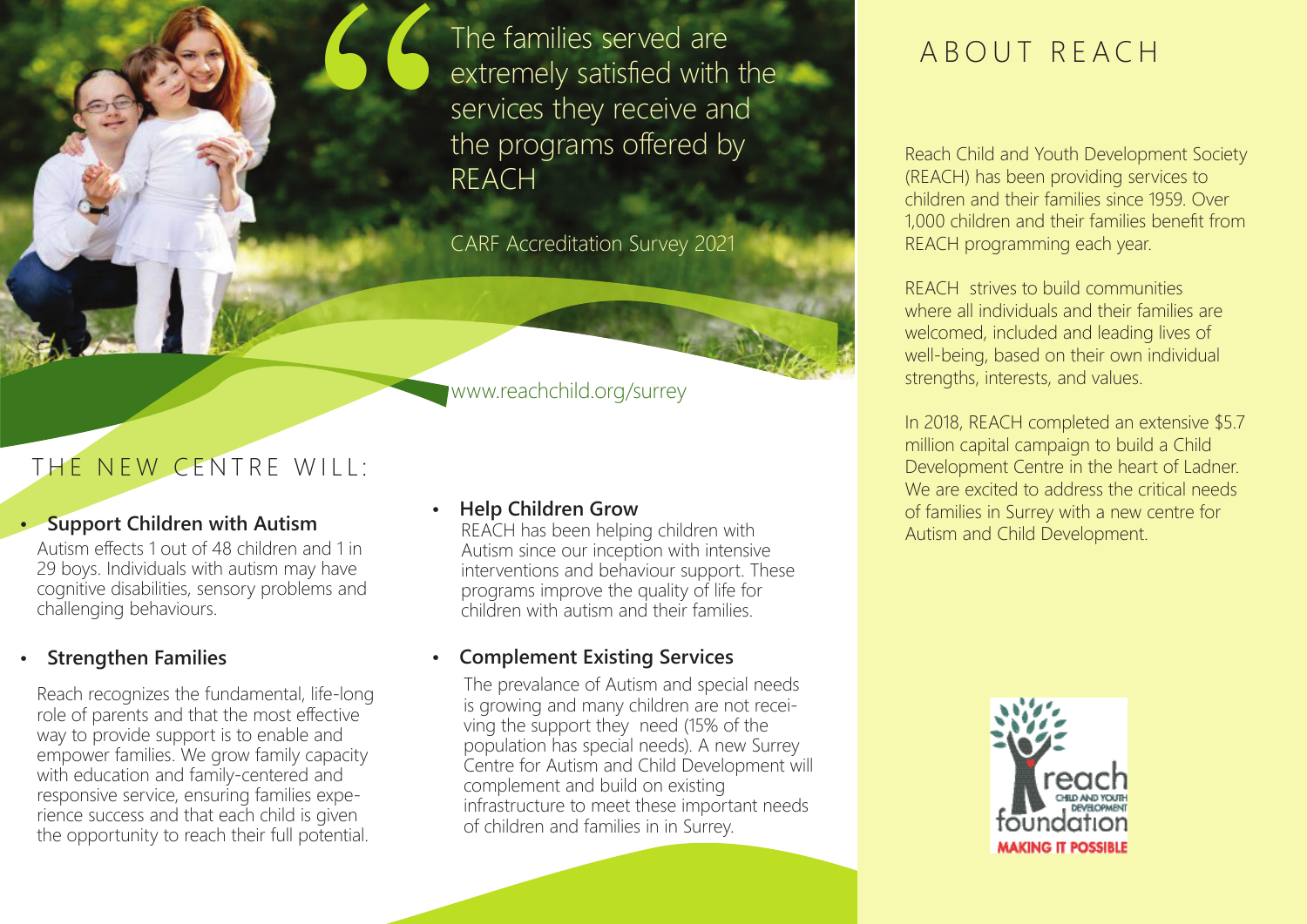> The families served are extremely satisfied with the services they receive and the programs offered by REACH

CARF Accreditation Survey 2021

www.reachchild.org/surrey

## THE NEW CENTRE WILL:

- **Support Children with Autism**

  Autism effects 1 out of 48 children and 1 in 29 boys. Individuals with autism may have cognitive disabilities, sensory problems and challenging behaviours.

- **Strengthen Families**

  Reach recognizes the fundamental, life-long role of parents and that the most effective way to provide support is to enable and empower families. We grow family capacity with education and family-centered and responsive service, ensuring families experience success and that each child is given the opportunity to reach their full potential.

- **Help Children Grow**

  REACH has been helping children with Autism since our inception with intensive interventions and behaviour support. These programs improve the quality of life for children with autism and their families.

- **Complement Existing Services**

  The prevalance of Autism and special needs is growing and many children are not receiving the support they need (15% of the population has special needs). A new Surrey Centre for Autism and Child Development will complement and build on existing infrastructure to meet these important needs of children and families in in Surrey.

## ABOUT REACH

Reach Child and Youth Development Society (REACH) has been providing services to children and their families since 1959. Over 1,000 children and their families benefit from REACH programming each year.

REACH strives to build communities where all individuals and their families are welcomed, included and leading lives of well-being, based on their own individual strengths, interests, and values.

In 2018, REACH completed an extensive $5.7 million capital campaign to build a Child Development Centre in the heart of Ladner. We are excited to address the critical needs of families in Surrey with a new centre for Autism and Child Development.

reach CHILD AND YOUTH DEVELOPMENT foundation
MAKING IT POSSIBLE